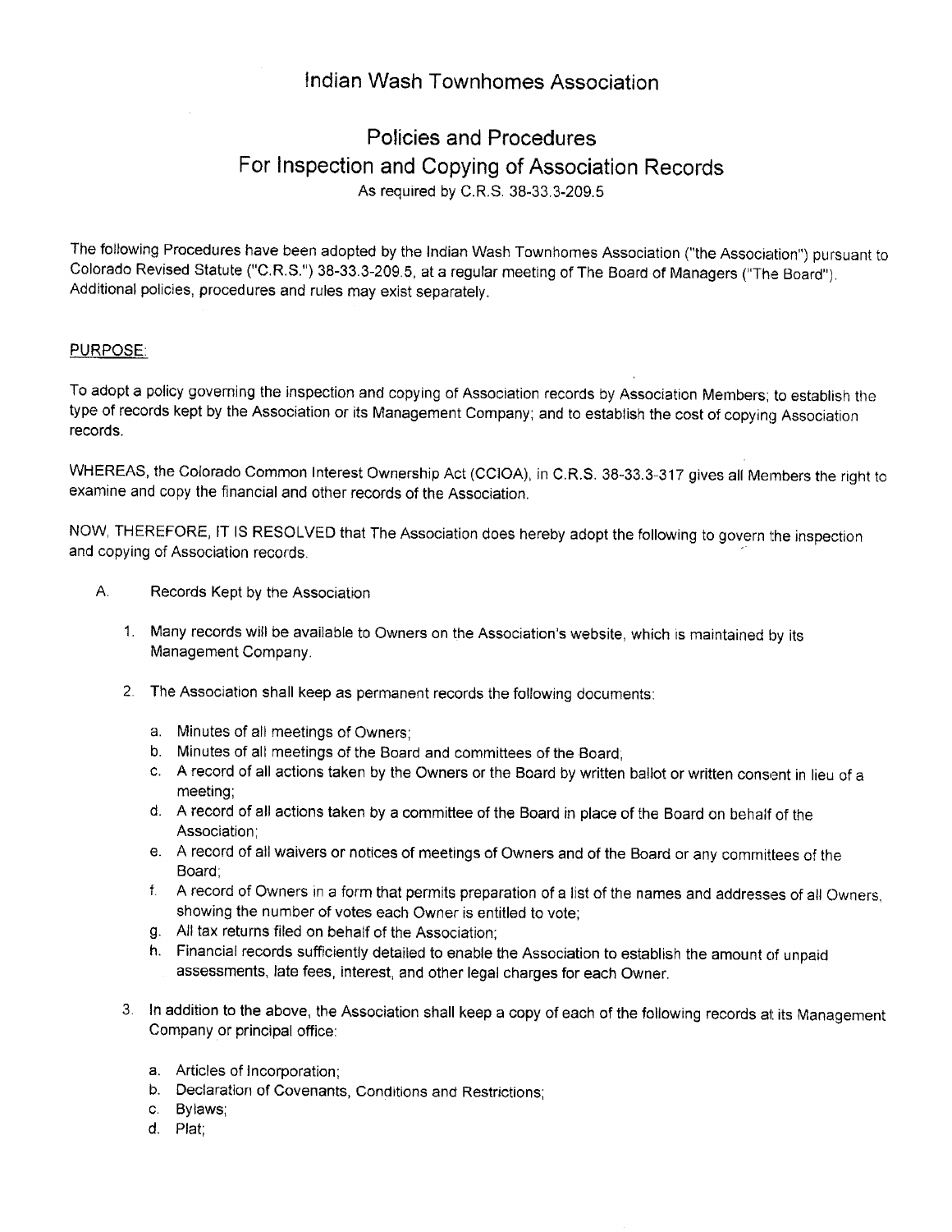# Indian Wash Townhomes Association

## Policies and Procedures
## For Inspection and Copying of Association Records

As required by C.R.S. 38-33.3-209.5

The following Procedures have been adopted by the Indian Wash Townhomes Association ("the Association") pursuant to Colorado Revised Statute ("C.R.S.") 38-33.3-209.5, at a regular meeting of The Board of Managers ("The Board"). Additional policies, procedures and rules may exist separately.

PURPOSE:

To adopt a policy governing the inspection and copying of Association records by Association Members; to establish the type of records kept by the Association or its Management Company; and to establish the cost of copying Association records.

WHEREAS, the Colorado Common Interest Ownership Act (CCIOA), in C.R.S. 38-33.3-317 gives all Members the right to examine and copy the financial and other records of the Association.

NOW, THEREFORE, IT IS RESOLVED that The Association does hereby adopt the following to govern the inspection and copying of Association records.

A. Records Kept by the Association

1. Many records will be available to Owners on the Association's website, which is maintained by its Management Company.

2. The Association shall keep as permanent records the following documents:

   a. Minutes of all meetings of Owners;
   b. Minutes of all meetings of the Board and committees of the Board;
   c. A record of all actions taken by the Owners or the Board by written ballot or written consent in lieu of a meeting;
   d. A record of all actions taken by a committee of the Board in place of the Board on behalf of the Association;
   e. A record of all waivers or notices of meetings of Owners and of the Board or any committees of the Board;
   f. A record of Owners in a form that permits preparation of a list of the names and addresses of all Owners, showing the number of votes each Owner is entitled to vote;
   g. All tax returns filed on behalf of the Association;
   h. Financial records sufficiently detailed to enable the Association to establish the amount of unpaid assessments, late fees, interest, and other legal charges for each Owner.

3. In addition to the above, the Association shall keep a copy of each of the following records at its Management Company or principal office:

   a. Articles of Incorporation;
   b. Declaration of Covenants, Conditions and Restrictions;
   c. Bylaws;
   d. Plat;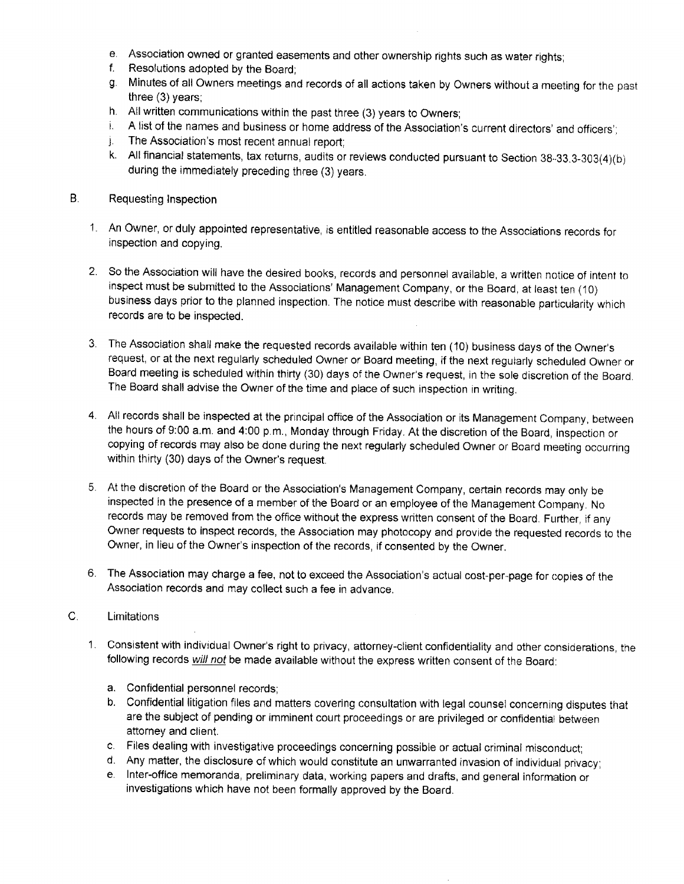e. Association owned or granted easements and other ownership rights such as water rights;
f. Resolutions adopted by the Board;
g. Minutes of all Owners meetings and records of all actions taken by Owners without a meeting for the past three (3) years;
h. All written communications within the past three (3) years to Owners;
i. A list of the names and business or home address of the Association's current directors' and officers';
j. The Association's most recent annual report;
k. All financial statements, tax returns, audits or reviews conducted pursuant to Section 38-33.3-303(4)(b) during the immediately preceding three (3) years.

B. Requesting Inspection

1. An Owner, or duly appointed representative, is entitled reasonable access to the Associations records for inspection and copying.

2. So the Association will have the desired books, records and personnel available, a written notice of intent to inspect must be submitted to the Associations' Management Company, or the Board, at least ten (10) business days prior to the planned inspection. The notice must describe with reasonable particularity which records are to be inspected.

3. The Association shall make the requested records available within ten (10) business days of the Owner's request, or at the next regularly scheduled Owner or Board meeting, if the next regularly scheduled Owner or Board meeting is scheduled within thirty (30) days of the Owner's request, in the sole discretion of the Board. The Board shall advise the Owner of the time and place of such inspection in writing.

4. All records shall be inspected at the principal office of the Association or its Management Company, between the hours of 9:00 a.m. and 4:00 p.m., Monday through Friday. At the discretion of the Board, inspection or copying of records may also be done during the next regularly scheduled Owner or Board meeting occurring within thirty (30) days of the Owner's request.

5. At the discretion of the Board or the Association's Management Company, certain records may only be inspected in the presence of a member of the Board or an employee of the Management Company. No records may be removed from the office without the express written consent of the Board. Further, if any Owner requests to inspect records, the Association may photocopy and provide the requested records to the Owner, in lieu of the Owner's inspection of the records, if consented by the Owner.

6. The Association may charge a fee, not to exceed the Association's actual cost-per-page for copies of the Association records and may collect such a fee in advance.

C. Limitations

1. Consistent with individual Owner's right to privacy, attorney-client confidentiality and other considerations, the following records *will not* be made available without the express written consent of the Board:

   a. Confidential personnel records;
   b. Confidential litigation files and matters covering consultation with legal counsel concerning disputes that are the subject of pending or imminent court proceedings or are privileged or confidential between attorney and client.
   c. Files dealing with investigative proceedings concerning possible or actual criminal misconduct;
   d. Any matter, the disclosure of which would constitute an unwarranted invasion of individual privacy;
   e. Inter-office memoranda, preliminary data, working papers and drafts, and general information or investigations which have not been formally approved by the Board.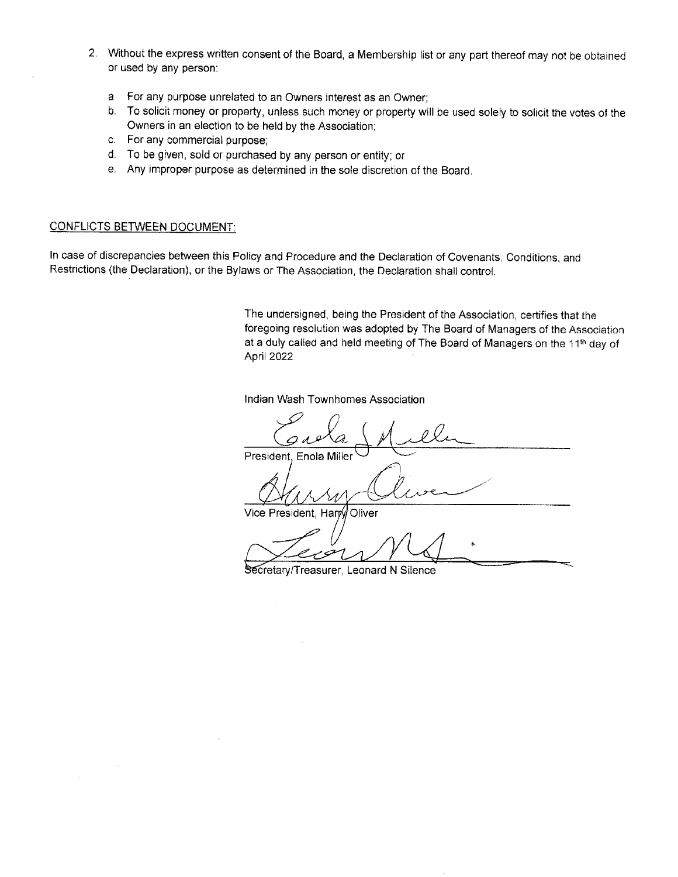2. Without the express written consent of the Board, a Membership list or any part thereof may not be obtained or used by any person:

   a. For any purpose unrelated to an Owners interest as an Owner;
   b. To solicit money or property, unless such money or property will be used solely to solicit the votes of the Owners in an election to be held by the Association;
   c. For any commercial purpose;
   d. To be given, sold or purchased by any person or entity; or
   e. Any improper purpose as determined in the sole discretion of the Board.

CONFLICTS BETWEEN DOCUMENT:

In case of discrepancies between this Policy and Procedure and the Declaration of Covenants, Conditions, and Restrictions (the Declaration), or the Bylaws or The Association, the Declaration shall control.

The undersigned, being the President of the Association, certifies that the foregoing resolution was adopted by The Board of Managers of the Association at a duly called and held meeting of The Board of Managers on the 11th day of April 2022.

Indian Wash Townhomes Association

President, Enola Miller

Vice President, Harry Oliver

Secretary/Treasurer, Leonard N Silence